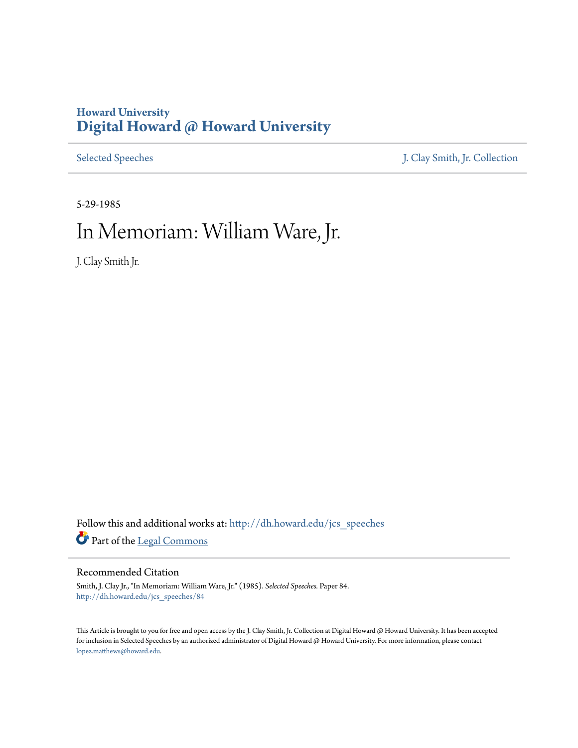Howard University
**Digital Howard @ Howard University**

Selected Speeches | J. Clay Smith, Jr. Collection

5-29-1985

# In Memoriam: William Ware, Jr.

J. Clay Smith Jr.

Follow this and additional works at: http://dh.howard.edu/jcs_speeches

Part of the Legal Commons

## Recommended Citation

Smith, J. Clay Jr., "In Memoriam: William Ware, Jr." (1985). *Selected Speeches.* Paper 84.
http://dh.howard.edu/jcs_speeches/84

This Article is brought to you for free and open access by the J. Clay Smith, Jr. Collection at Digital Howard @ Howard University. It has been accepted for inclusion in Selected Speeches by an authorized administrator of Digital Howard @ Howard University. For more information, please contact lopez.matthews@howard.edu.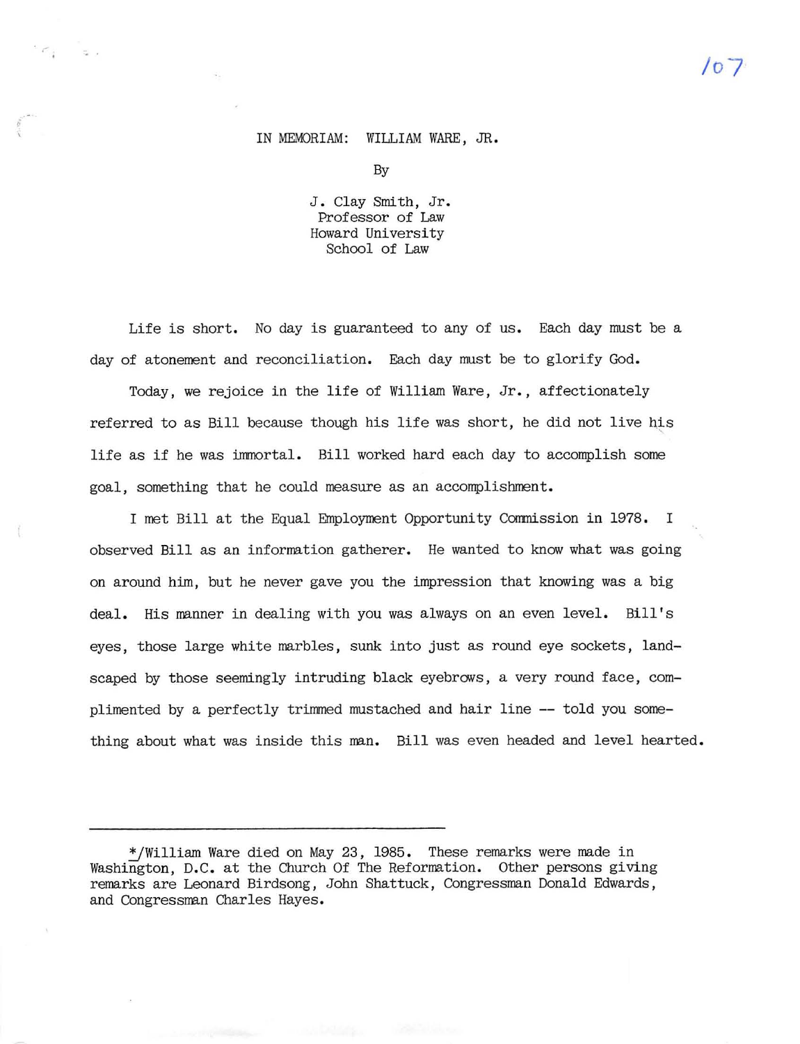# IN MEMORIAM: WILLIAM WARE, JR.

By

J. Clay Smith, Jr.
Professor of Law
Howard University
School of Law

Life is short. No day is guaranteed to any of us. Each day must be a day of atonement and reconciliation. Each day must be to glorify God.

Today, we rejoice in the life of William Ware, Jr., affectionately referred to as Bill because though his life was short, he did not live his life as if he was immortal. Bill worked hard each day to accomplish some goal, something that he could measure as an accomplishment.

I met Bill at the Equal Employment Opportunity Commission in 1978. I observed Bill as an information gatherer. He wanted to know what was going on around him, but he never gave you the impression that knowing was a big deal. His manner in dealing with you was always on an even level. Bill's eyes, those large white marbles, sunk into just as round eye sockets, land-scaped by those seemingly intruding black eyebrows, a very round face, com-plimented by a perfectly trimmed mustached and hair line -- told you some-thing about what was inside this man. Bill was even headed and level hearted.

---

*/William Ware died on May 23, 1985. These remarks were made in Washington, D.C. at the Church Of The Reformation. Other persons giving remarks are Leonard Birdsong, John Shattuck, Congressman Donald Edwards, and Congressman Charles Hayes.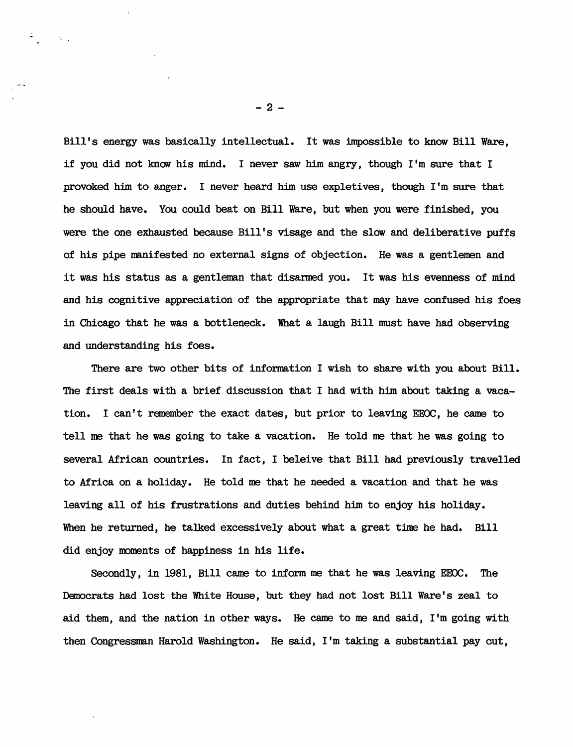Bill's energy was basically intellectual. It was impossible to know Bill Ware, if you did not know his mind. I never saw him angry, though I'm sure that I provoked him to anger. I never heard him use expletives, though I'm sure that he should have. You could beat on Bill Ware, but when you were finished, you were the one exhausted because Bill's visage and the slow and deliberative puffs of his pipe manifested no external signs of objection. He was a gentlemen and it was his status as a gentleman that disarmed you. It was his evenness of mind and his cognitive appreciation of the appropriate that may have confused his foes in Chicago that he was a bottleneck. What a laugh Bill must have had observing and understanding his foes.

There are two other bits of information I wish to share with you about Bill. The first deals with a brief discussion that I had with him about taking a vacation. I can't remember the exact dates, but prior to leaving EEOC, he came to tell me that he was going to take a vacation. He told me that he was going to several African countries. In fact, I beleive that Bill had previously travelled to Africa on a holiday. He told me that he needed a vacation and that he was leaving all of his frustrations and duties behind him to enjoy his holiday. When he returned, he talked excessively about what a great time he had. Bill did enjoy moments of happiness in his life.

Secondly, in 1981, Bill came to inform me that he was leaving EEOC. The Democrats had lost the White House, but they had not lost Bill Ware's zeal to aid them, and the nation in other ways. He came to me and said, I'm going with then Congressman Harold Washington. He said, I'm taking a substantial pay cut,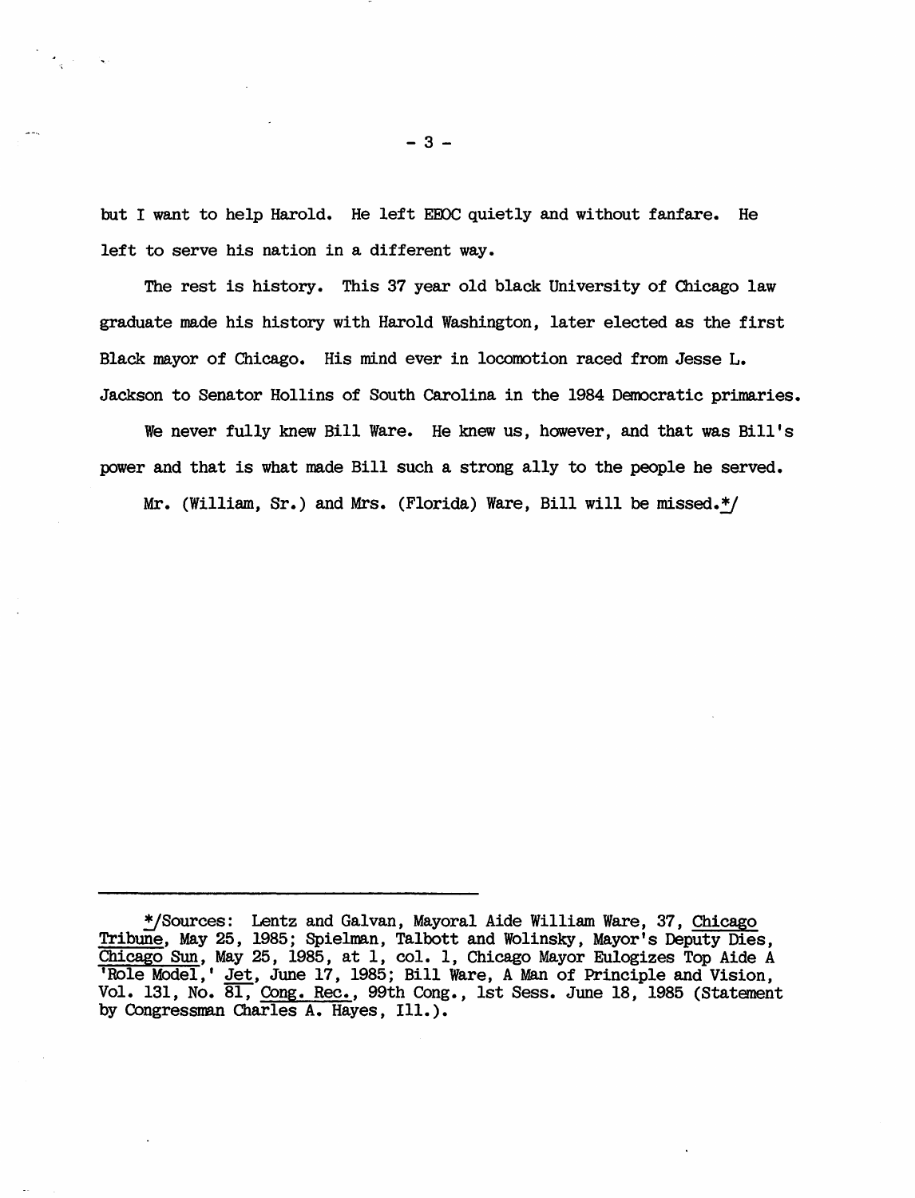but I want to help Harold. He left EEOC quietly and without fanfare. He left to serve his nation in a different way.

The rest is history. This 37 year old black University of Chicago law graduate made his history with Harold Washington, later elected as the first Black mayor of Chicago. His mind ever in locomotion raced from Jesse L. Jackson to Senator Hollins of South Carolina in the 1984 Democratic primaries.

We never fully knew Bill Ware. He knew us, however, and that was Bill's power and that is what made Bill such a strong ally to the people he served.

Mr. (William, Sr.) and Mrs. (Florida) Ware, Bill will be missed.*/

---

*/Sources: Lentz and Galvan, Mayoral Aide William Ware, 37, <u>Chicago Tribune</u>, May 25, 1985; Spielman, Talbott and Wolinsky, Mayor's Deputy Dies, <u>Chicago Sun</u>, May 25, 1985, at 1, col. 1, Chicago Mayor Eulogizes Top Aide A 'Role Model,' <u>Jet</u>, June 17, 1985; Bill Ware, A Man of Principle and Vision, Vol. 131, No. 81, <u>Cong. Rec.</u>, 99th Cong., 1st Sess. June 18, 1985 (Statement by Congressman Charles A. Hayes, Ill.).